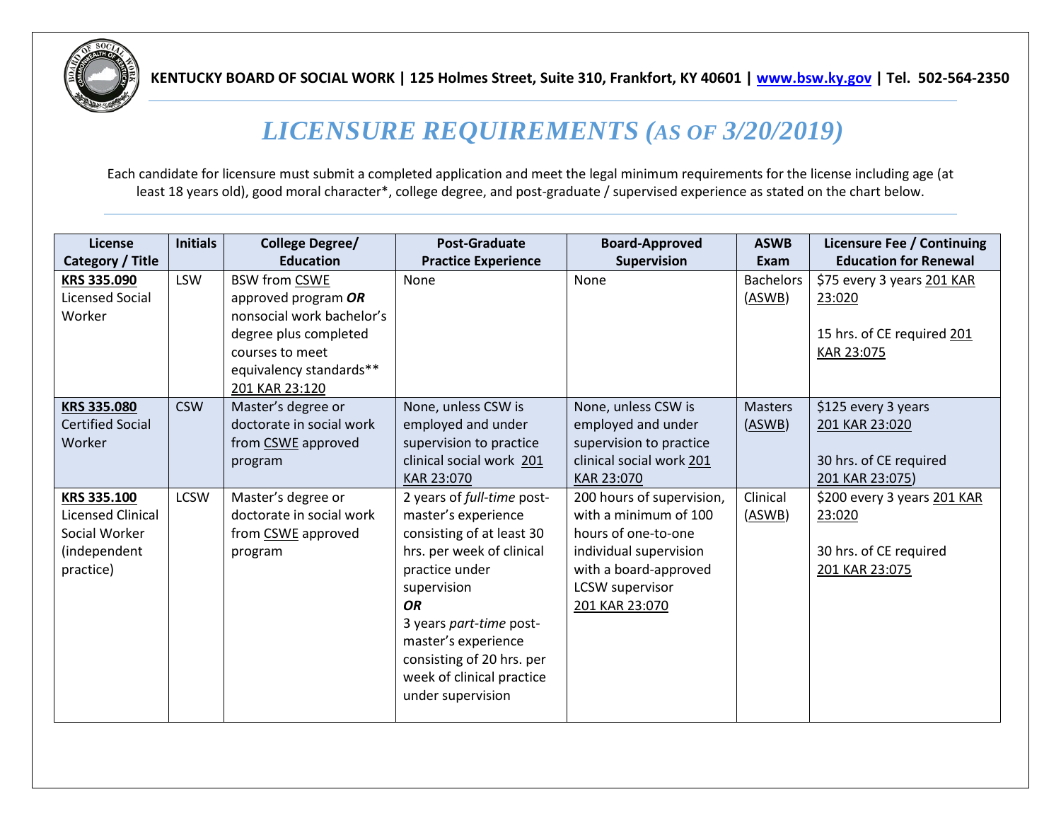KENTUCKY BOARD OF SOCIAL WORK | 125 Holmes Street, Suite 310, Frankfort, KY 40601 | www.bsw.ky.gov | Tel. 502-564-2350

# *LICENSURE REQUIREMENTS (AS OF 3/20/2019)*

Each candidate for licensure must submit a completed application and meet the legal minimum requirements for the license including age (at least 18 years old), good moral character*, college degree, and post-graduate / supervised experience as stated on the chart below.

| License Category / Title | Initials | College Degree/ Education | Post-Graduate Practice Experience | Board-Approved Supervision | ASWB Exam | Licensure Fee / Continuing Education for Renewal |
|---|---|---|---|---|---|---|
| **KRS 335.090** Licensed Social Worker | LSW | BSW from CSWE approved program ***OR*** nonsocial work bachelor's degree plus completed courses to meet equivalency standards** 201 KAR 23:120 | None | None | Bachelors (ASWB) | $75 every 3 years 201 KAR 23:020<br><br>15 hrs. of CE required 201 KAR 23:075 |
| **KRS 335.080** Certified Social Worker | CSW | Master's degree or doctorate in social work from CSWE approved program | None, unless CSW is employed and under supervision to practice clinical social work 201 KAR 23:070 | None, unless CSW is employed and under supervision to practice clinical social work 201 KAR 23:070 | Masters (ASWB) | $125 every 3 years 201 KAR 23:020<br><br>30 hrs. of CE required 201 KAR 23:075) |
| **KRS 335.100** Licensed Clinical Social Worker (independent practice) | LCSW | Master's degree or doctorate in social work from CSWE approved program | 2 years of *full-time* post-master's experience consisting of at least 30 hrs. per week of clinical practice under supervision<br>***OR***<br>3 years *part-time* post-master's experience consisting of 20 hrs. per week of clinical practice under supervision | 200 hours of supervision, with a minimum of 100 hours of one-to-one individual supervision with a board-approved LCSW supervisor 201 KAR 23:070 | Clinical (ASWB) | $200 every 3 years 201 KAR 23:020<br><br>30 hrs. of CE required 201 KAR 23:075 |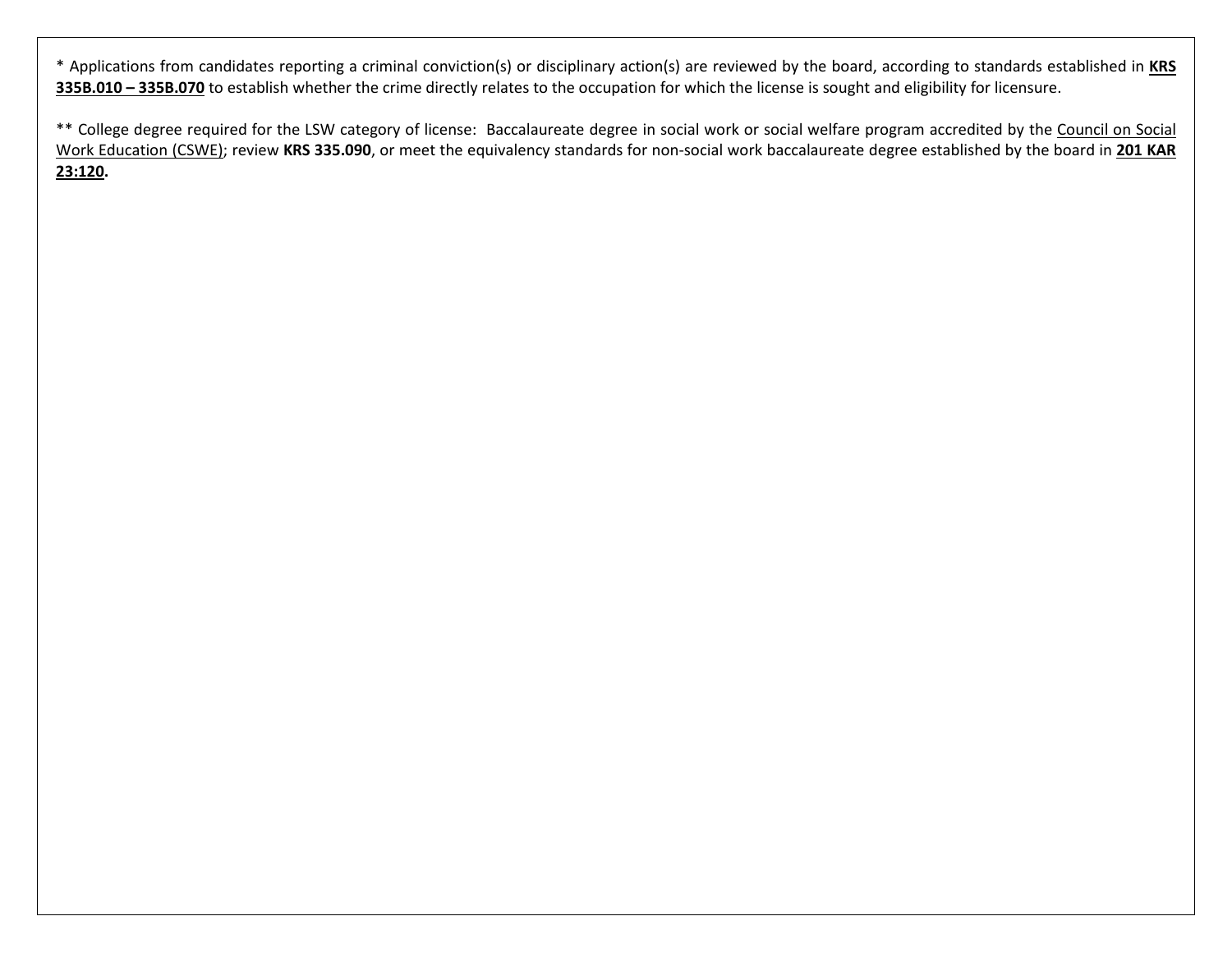* Applications from candidates reporting a criminal conviction(s) or disciplinary action(s) are reviewed by the board, according to standards established in **KRS 335B.010 – 335B.070** to establish whether the crime directly relates to the occupation for which the license is sought and eligibility for licensure.

** College degree required for the LSW category of license: Baccalaureate degree in social work or social welfare program accredited by the Council on Social Work Education (CSWE); review **KRS 335.090**, or meet the equivalency standards for non-social work baccalaureate degree established by the board in **201 KAR 23:120.**